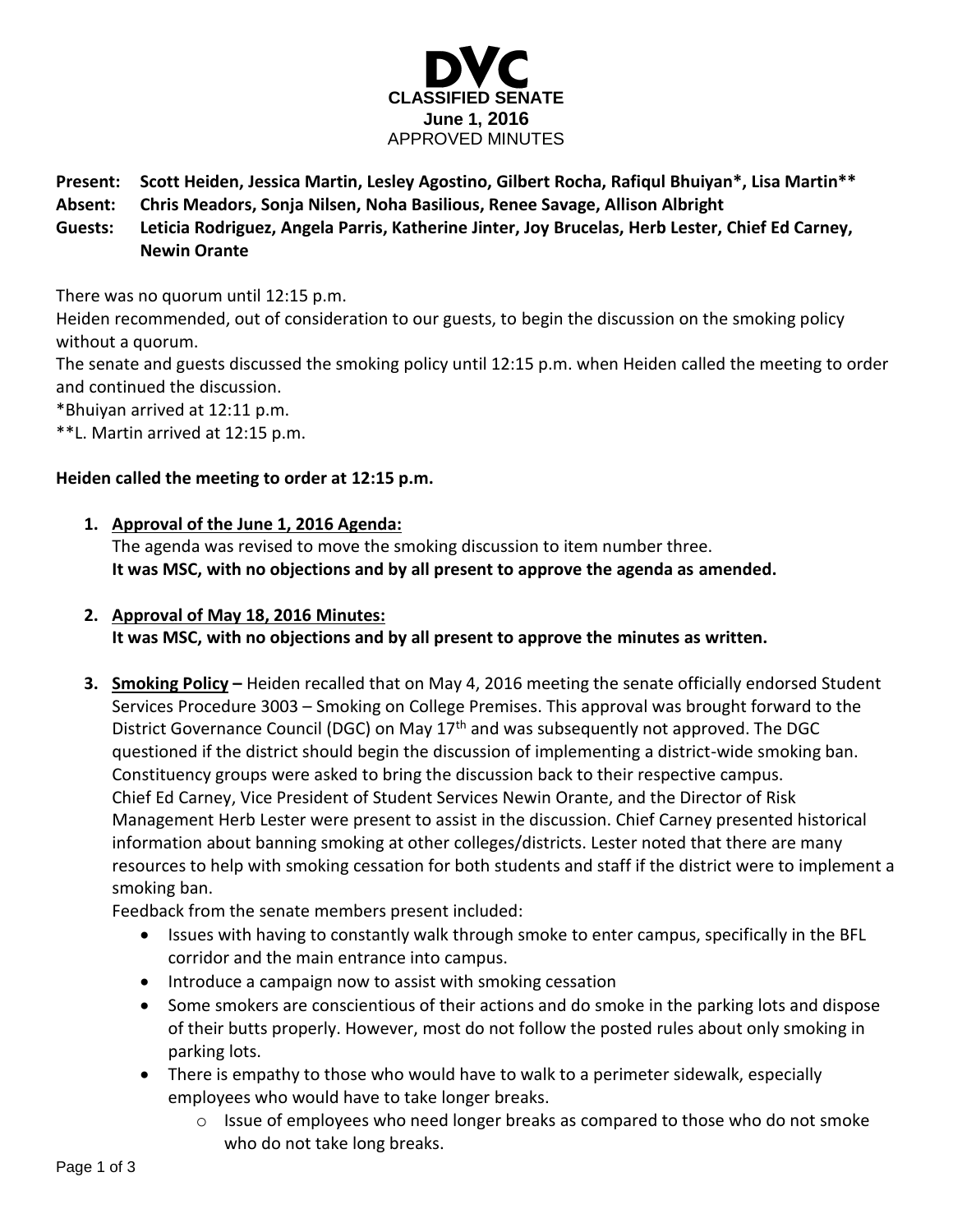# DVC

**CLASSIFIED SENATE**
**June 1, 2016**
APPROVED MINUTES

**Present: Scott Heiden, Jessica Martin, Lesley Agostino, Gilbert Rocha, Rafiqul Bhuiyan*, Lisa Martin****
**Absent: Chris Meadors, Sonja Nilsen, Noha Basilious, Renee Savage, Allison Albright**
**Guests: Leticia Rodriguez, Angela Parris, Katherine Jinter, Joy Brucelas, Herb Lester, Chief Ed Carney, Newin Orante**

There was no quorum until 12:15 p.m.
Heiden recommended, out of consideration to our guests, to begin the discussion on the smoking policy without a quorum.
The senate and guests discussed the smoking policy until 12:15 p.m. when Heiden called the meeting to order and continued the discussion.
*Bhuiyan arrived at 12:11 p.m.
**L. Martin arrived at 12:15 p.m.

**Heiden called the meeting to order at 12:15 p.m.**

1. **Approval of the June 1, 2016 Agenda:**
   The agenda was revised to move the smoking discussion to item number three.
   **It was MSC, with no objections and by all present to approve the agenda as amended.**

2. **Approval of May 18, 2016 Minutes:**
   **It was MSC, with no objections and by all present to approve the minutes as written.**

3. **Smoking Policy –** Heiden recalled that on May 4, 2016 meeting the senate officially endorsed Student Services Procedure 3003 – Smoking on College Premises. This approval was brought forward to the District Governance Council (DGC) on May 17th and was subsequently not approved. The DGC questioned if the district should begin the discussion of implementing a district-wide smoking ban. Constituency groups were asked to bring the discussion back to their respective campus.
   Chief Ed Carney, Vice President of Student Services Newin Orante, and the Director of Risk Management Herb Lester were present to assist in the discussion. Chief Carney presented historical information about banning smoking at other colleges/districts. Lester noted that there are many resources to help with smoking cessation for both students and staff if the district were to implement a smoking ban.
   Feedback from the senate members present included:
   - Issues with having to constantly walk through smoke to enter campus, specifically in the BFL corridor and the main entrance into campus.
   - Introduce a campaign now to assist with smoking cessation
   - Some smokers are conscientious of their actions and do smoke in the parking lots and dispose of their butts properly. However, most do not follow the posted rules about only smoking in parking lots.
   - There is empathy to those who would have to walk to a perimeter sidewalk, especially employees who would have to take longer breaks.
     - Issue of employees who need longer breaks as compared to those who do not smoke who do not take long breaks.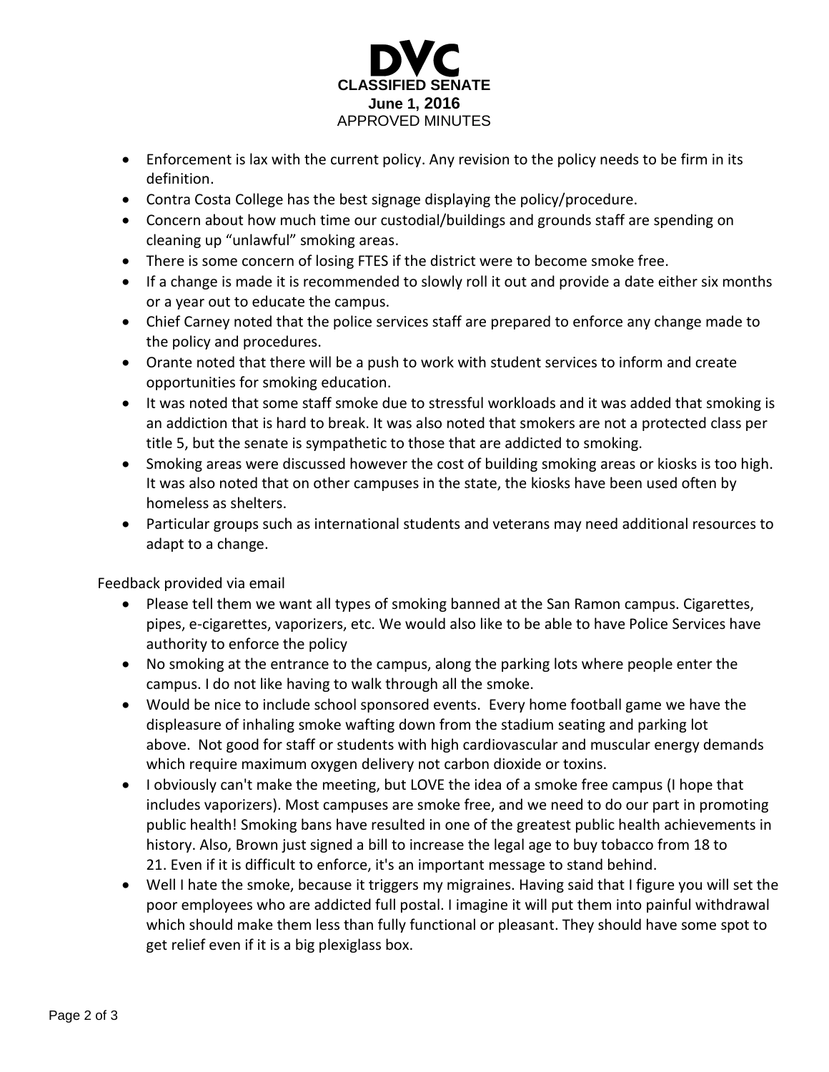- Enforcement is lax with the current policy. Any revision to the policy needs to be firm in its definition.
- Contra Costa College has the best signage displaying the policy/procedure.
- Concern about how much time our custodial/buildings and grounds staff are spending on cleaning up "unlawful" smoking areas.
- There is some concern of losing FTES if the district were to become smoke free.
- If a change is made it is recommended to slowly roll it out and provide a date either six months or a year out to educate the campus.
- Chief Carney noted that the police services staff are prepared to enforce any change made to the policy and procedures.
- Orante noted that there will be a push to work with student services to inform and create opportunities for smoking education.
- It was noted that some staff smoke due to stressful workloads and it was added that smoking is an addiction that is hard to break. It was also noted that smokers are not a protected class per title 5, but the senate is sympathetic to those that are addicted to smoking.
- Smoking areas were discussed however the cost of building smoking areas or kiosks is too high. It was also noted that on other campuses in the state, the kiosks have been used often by homeless as shelters.
- Particular groups such as international students and veterans may need additional resources to adapt to a change.

Feedback provided via email

- Please tell them we want all types of smoking banned at the San Ramon campus. Cigarettes, pipes, e-cigarettes, vaporizers, etc. We would also like to be able to have Police Services have authority to enforce the policy
- No smoking at the entrance to the campus, along the parking lots where people enter the campus. I do not like having to walk through all the smoke.
- Would be nice to include school sponsored events. Every home football game we have the displeasure of inhaling smoke wafting down from the stadium seating and parking lot above. Not good for staff or students with high cardiovascular and muscular energy demands which require maximum oxygen delivery not carbon dioxide or toxins.
- I obviously can't make the meeting, but LOVE the idea of a smoke free campus (I hope that includes vaporizers). Most campuses are smoke free, and we need to do our part in promoting public health! Smoking bans have resulted in one of the greatest public health achievements in history. Also, Brown just signed a bill to increase the legal age to buy tobacco from 18 to 21. Even if it is difficult to enforce, it's an important message to stand behind.
- Well I hate the smoke, because it triggers my migraines. Having said that I figure you will set the poor employees who are addicted full postal. I imagine it will put them into painful withdrawal which should make them less than fully functional or pleasant. They should have some spot to get relief even if it is a big plexiglass box.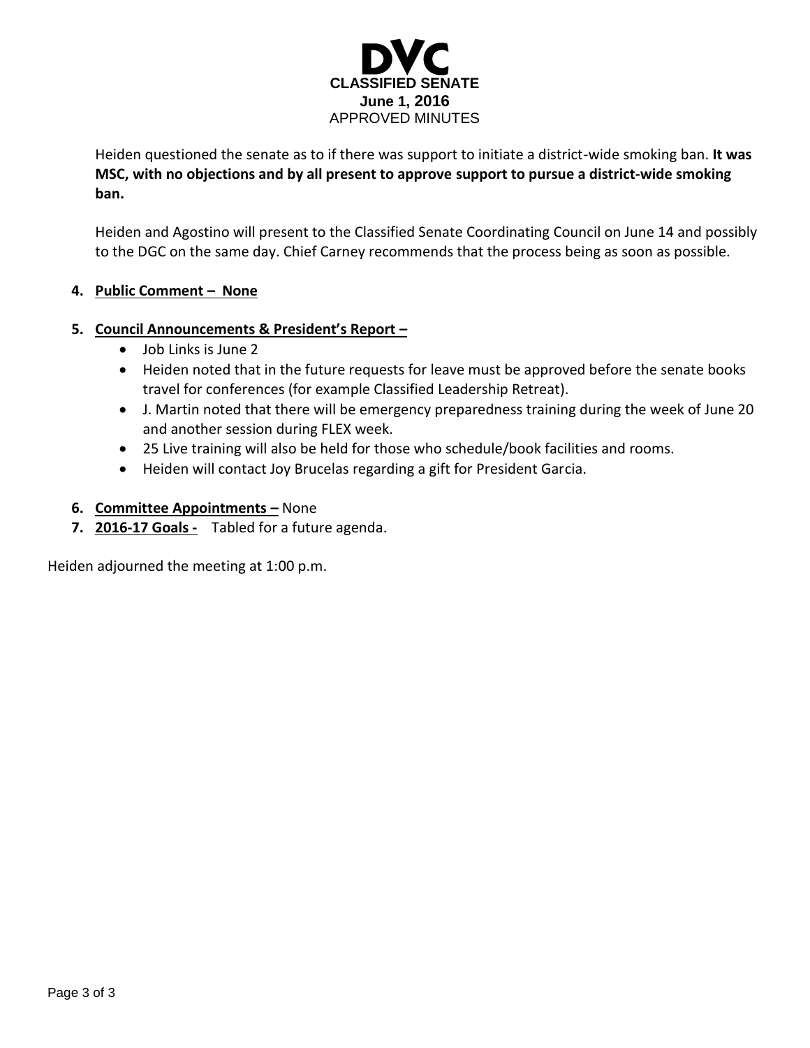Heiden questioned the senate as to if there was support to initiate a district-wide smoking ban. **It was MSC, with no objections and by all present to approve support to pursue a district-wide smoking ban.**

Heiden and Agostino will present to the Classified Senate Coordinating Council on June 14 and possibly to the DGC on the same day. Chief Carney recommends that the process being as soon as possible.

4. **Public Comment – None**

5. **Council Announcements & President's Report –**
   - Job Links is June 2
   - Heiden noted that in the future requests for leave must be approved before the senate books travel for conferences (for example Classified Leadership Retreat).
   - J. Martin noted that there will be emergency preparedness training during the week of June 20 and another session during FLEX week.
   - 25 Live training will also be held for those who schedule/book facilities and rooms.
   - Heiden will contact Joy Brucelas regarding a gift for President Garcia.

6. **Committee Appointments –** None
7. **2016-17 Goals -** Tabled for a future agenda.

Heiden adjourned the meeting at 1:00 p.m.